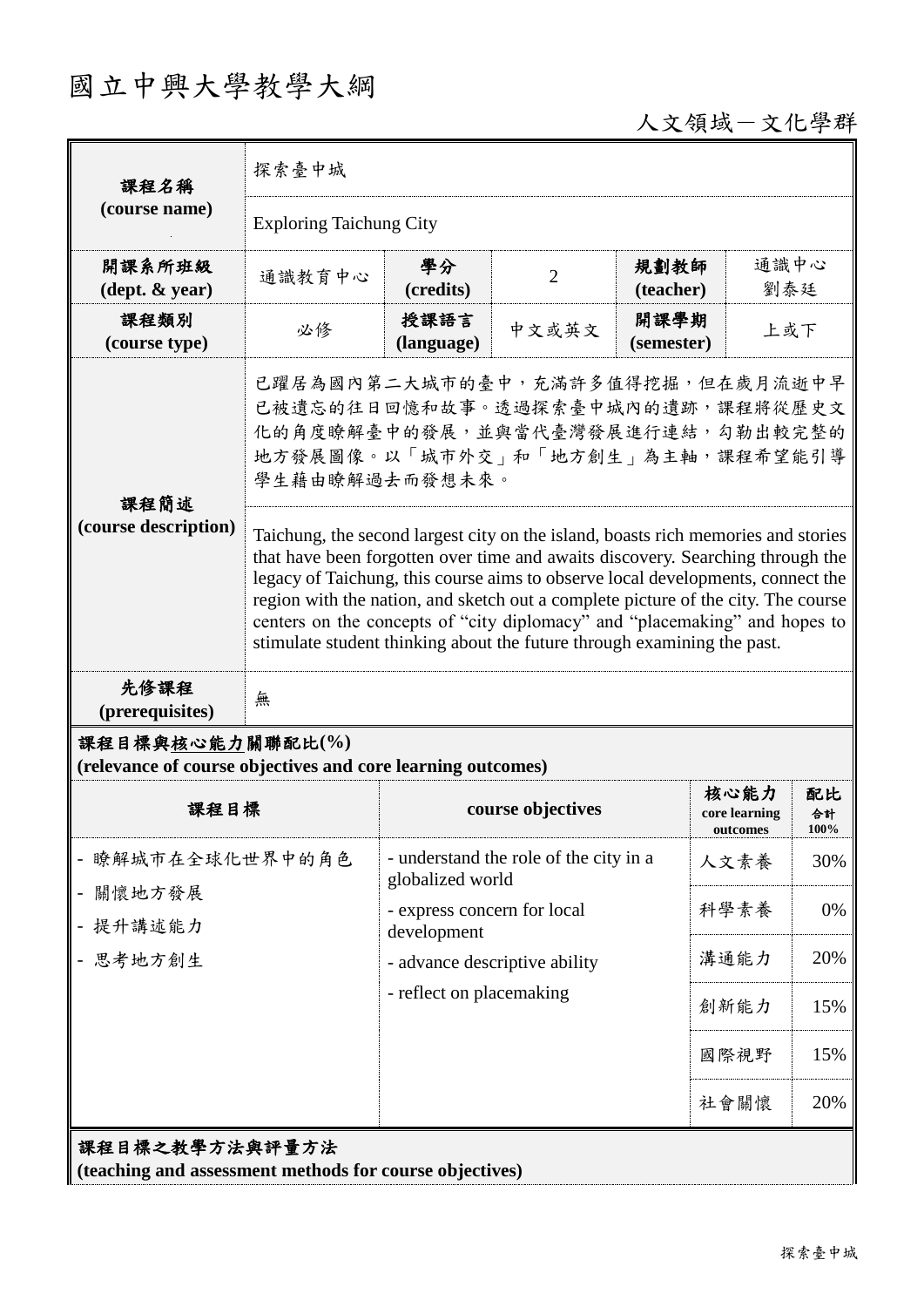# 國立中興大學教學大綱

人文領域－文化學群

| | | | | | |
|---|---|---|---|---|---|
| **課程名稱 (course name)** | 探索臺中城 | | | | |
| | Exploring Taichung City | | | | |
| **開課系所班級 (dept. & year)** | 通識教育中心 | **學分 (credits)** | 2 | **規劃教師 (teacher)** | 通識中心 劉泰廷 |
| **課程類別 (course type)** | 必修 | **授課語言 (language)** | 中文或英文 | **開課學期 (semester)** | 上或下 |
| **課程簡述 (course description)** | 已躍居為國內第二大城市的臺中，充滿許多值得挖掘，但在歲月流逝中早已被遺忘的往日回憶和故事。透過探索臺中城內的遺跡，課程將從歷史文化的角度瞭解臺中的發展，並與當代臺灣發展進行連結，勾勒出較完整的地方發展圖像。以「城市外交」和「地方創生」為主軸，課程希望能引導學生藉由瞭解過去而發想未來。 | | | | |
| | Taichung, the second largest city on the island, boasts rich memories and stories that have been forgotten over time and awaits discovery. Searching through the legacy of Taichung, this course aims to observe local developments, connect the region with the nation, and sketch out a complete picture of the city. The course centers on the concepts of "city diplomacy" and "placemaking" and hopes to stimulate student thinking about the future through examining the past. | | | | |
| **先修課程 (prerequisites)** | 無 | | | | |

**課程目標與核心能力關聯配比(%)**
**(relevance of course objectives and core learning outcomes)**

| 課程目標 | course objectives | 核心能力 core learning outcomes | 配比 合計 100% |
|---|---|---|---|
| - 瞭解城市在全球化世界中的角色<br>- 關懷地方發展<br>- 提升講述能力<br>- 思考地方創生 | - understand the role of the city in a globalized world<br>- express concern for local development<br>- advance descriptive ability<br>- reflect on placemaking | 人文素養 | 30% |
| | | 科學素養 | 0% |
| | | 溝通能力 | 20% |
| | | 創新能力 | 15% |
| | | 國際視野 | 15% |
| | | 社會關懷 | 20% |

**課程目標之教學方法與評量方法**
**(teaching and assessment methods for course objectives)**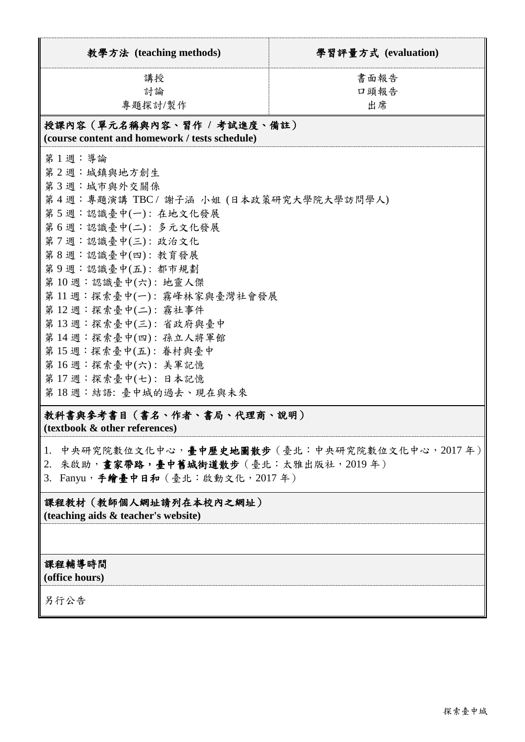| 教學方法 (teaching methods) | 學習評量方式 (evaluation) |
| --- | --- |
| 講授<br>討論<br>專題探討/製作 | 書面報告<br>口頭報告<br>出席 |

**授課內容（單元名稱與內容、習作 / 考試進度、備註）**
**(course content and homework / tests schedule)**

第 1 週：導論
第 2 週：城鎮與地方創生
第 3 週：城市與外交關係
第 4 週：專題演講 TBC / 謝子涵 小姐 (日本政策研究大學院大學訪問學人)
第 5 週：認識臺中(一)：在地文化發展
第 6 週：認識臺中(二)：多元文化發展
第 7 週：認識臺中(三)：政治文化
第 8 週：認識臺中(四)：教育發展
第 9 週：認識臺中(五)：都市規劃
第 10 週：認識臺中(六)：地靈人傑
第 11 週：探索臺中(一)：霧峰林家與臺灣社會發展
第 12 週：探索臺中(二)：霧社事件
第 13 週：探索臺中(三)：省政府與臺中
第 14 週：探索臺中(四)：孫立人將軍館
第 15 週：探索臺中(五)：眷村與臺中
第 16 週：探索臺中(六)：美軍記憶
第 17 週：探索臺中(七)：日本記憶
第 18 週：結語: 臺中城的過去、現在與未來

**教科書與參考書目（書名、作者、書局、代理商、說明）**
**(textbook & other references)**

1. 中央研究院數位文化中心，**臺中歷史地圖散步**（臺北：中央研究院數位文化中心，2017 年）
2. 朱啟助，**畫家帶路，臺中舊城街道散步**（臺北：太雅出版社，2019 年）
3. Fanyu，**手繪臺中日和**（臺北：啟動文化，2017 年）

**課程教材（教師個人網址請列在本校內之網址）**
**(teaching aids & teacher's website)**

**課程輔導時間**
**(office hours)**

另行公告